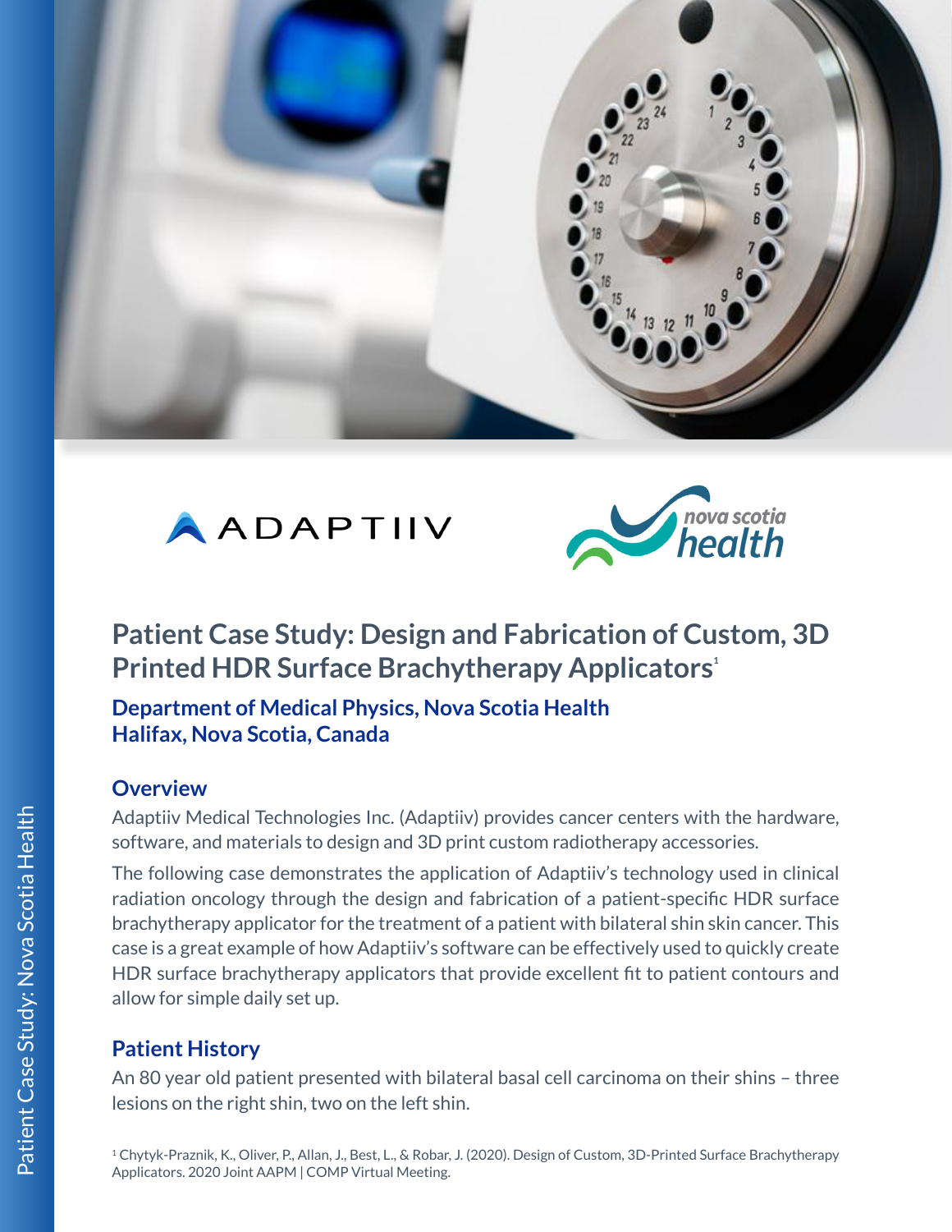# Patient Case Study: Design and Fabrication of Custom, 3D Printed HDR Surface Brachytherapy Applicators[1]

**Department of Medical Physics, Nova Scotia Health**
**Halifax, Nova Scotia, Canada**

## Overview

Adaptiiv Medical Technologies Inc. (Adaptiiv) provides cancer centers with the hardware, software, and materials to design and 3D print custom radiotherapy accessories.

The following case demonstrates the application of Adaptiiv's technology used in clinical radiation oncology through the design and fabrication of a patient-specific HDR surface brachytherapy applicator for the treatment of a patient with bilateral shin skin cancer. This case is a great example of how Adaptiiv's software can be effectively used to quickly create HDR surface brachytherapy applicators that provide excellent fit to patient contours and allow for simple daily set up.

## Patient History

An 80 year old patient presented with bilateral basal cell carcinoma on their shins – three lesions on the right shin, two on the left shin.

[1] Chytyk-Praznik, K., Oliver, P., Allan, J., Best, L., & Robar, J. (2020). Design of Custom, 3D-Printed Surface Brachytherapy Applicators. 2020 Joint AAPM | COMP Virtual Meeting.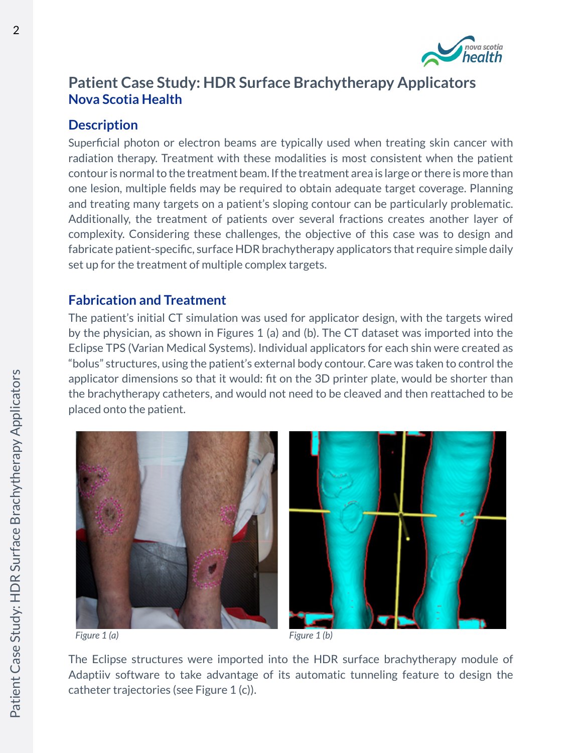# Patient Case Study: HDR Surface Brachytherapy Applicators

## Nova Scotia Health

### Description

Superficial photon or electron beams are typically used when treating skin cancer with radiation therapy. Treatment with these modalities is most consistent when the patient contour is normal to the treatment beam. If the treatment area is large or there is more than one lesion, multiple fields may be required to obtain adequate target coverage. Planning and treating many targets on a patient's sloping contour can be particularly problematic. Additionally, the treatment of patients over several fractions creates another layer of complexity. Considering these challenges, the objective of this case was to design and fabricate patient-specific, surface HDR brachytherapy applicators that require simple daily set up for the treatment of multiple complex targets.

### Fabrication and Treatment

The patient's initial CT simulation was used for applicator design, with the targets wired by the physician, as shown in Figures 1 (a) and (b). The CT dataset was imported into the Eclipse TPS (Varian Medical Systems). Individual applicators for each shin were created as "bolus" structures, using the patient's external body contour. Care was taken to control the applicator dimensions so that it would: fit on the 3D printer plate, would be shorter than the brachytherapy catheters, and would not need to be cleaved and then reattached to be placed onto the patient.

*Figure 1 (a)*

*Figure 1 (b)*

The Eclipse structures were imported into the HDR surface brachytherapy module of Adaptiiv software to take advantage of its automatic tunneling feature to design the catheter trajectories (see Figure 1 (c)).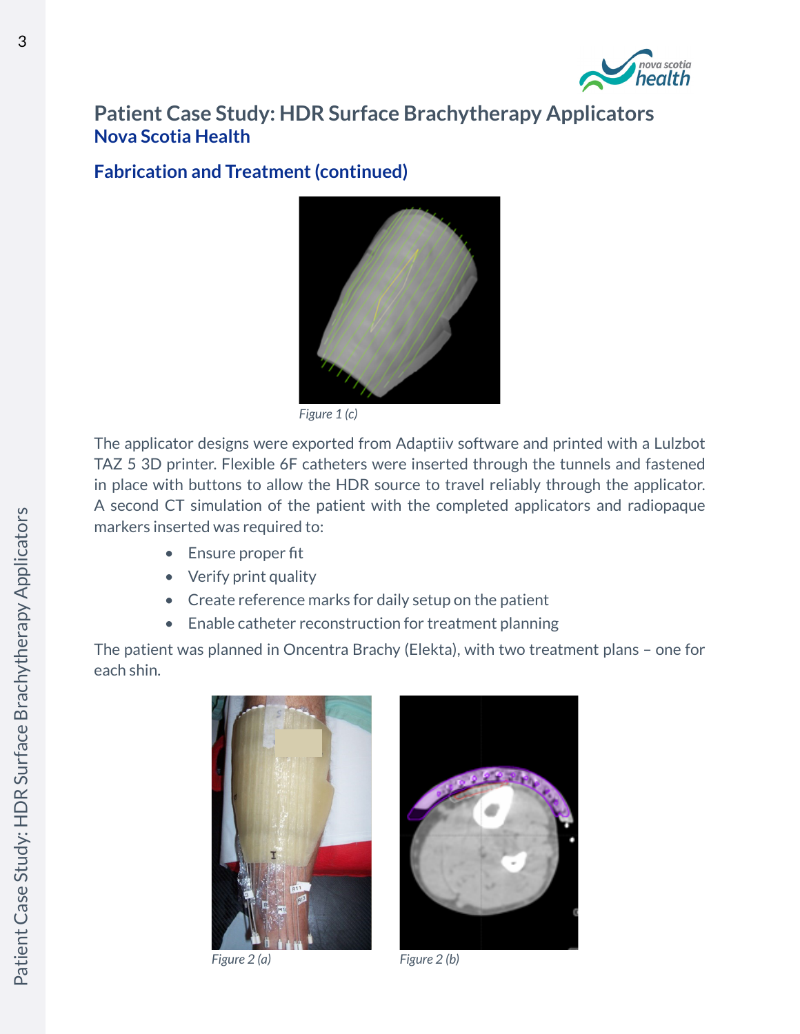# Patient Case Study: HDR Surface Brachytherapy Applicators

## Nova Scotia Health

### Fabrication and Treatment (continued)

*Figure 1 (c)*

The applicator designs were exported from Adaptiiv software and printed with a Lulzbot TAZ 5 3D printer. Flexible 6F catheters were inserted through the tunnels and fastened in place with buttons to allow the HDR source to travel reliably through the applicator. A second CT simulation of the patient with the completed applicators and radiopaque markers inserted was required to:

- Ensure proper fit
- Verify print quality
- Create reference marks for daily setup on the patient
- Enable catheter reconstruction for treatment planning

The patient was planned in Oncentra Brachy (Elekta), with two treatment plans – one for each shin.

*Figure 2 (a)*

*Figure 2 (b)*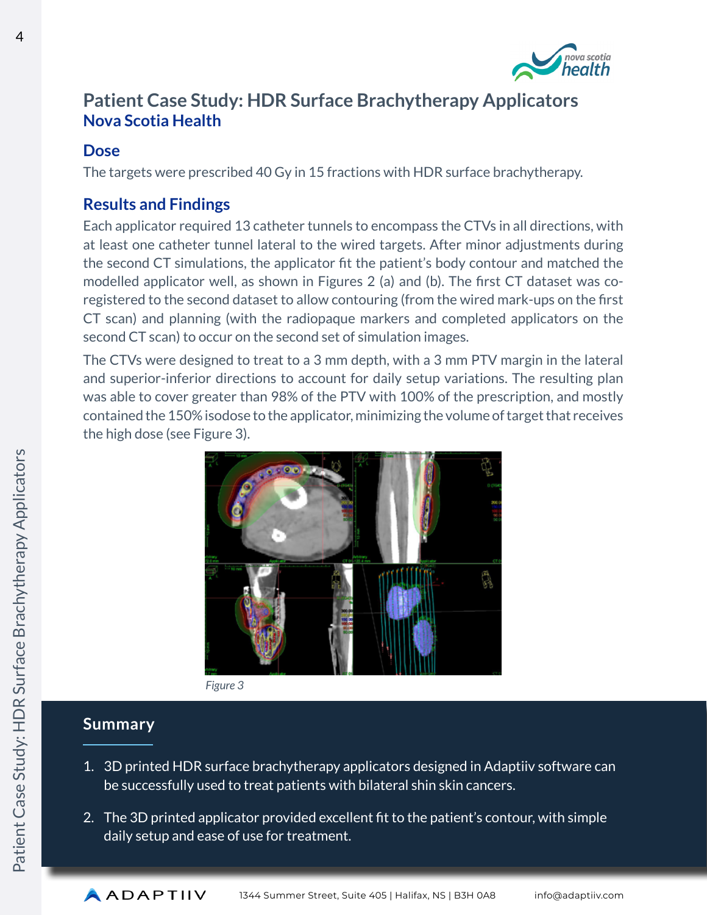# Patient Case Study: HDR Surface Brachytherapy Applicators

## Nova Scotia Health

### Dose

The targets were prescribed 40 Gy in 15 fractions with HDR surface brachytherapy.

### Results and Findings

Each applicator required 13 catheter tunnels to encompass the CTVs in all directions, with at least one catheter tunnel lateral to the wired targets. After minor adjustments during the second CT simulations, the applicator fit the patient's body contour and matched the modelled applicator well, as shown in Figures 2 (a) and (b). The first CT dataset was co-registered to the second dataset to allow contouring (from the wired mark-ups on the first CT scan) and planning (with the radiopaque markers and completed applicators on the second CT scan) to occur on the second set of simulation images.

The CTVs were designed to treat to a 3 mm depth, with a 3 mm PTV margin in the lateral and superior-inferior directions to account for daily setup variations. The resulting plan was able to cover greater than 98% of the PTV with 100% of the prescription, and mostly contained the 150% isodose to the applicator, minimizing the volume of target that receives the high dose (see Figure 3).

*Figure 3*

## Summary

1. 3D printed HDR surface brachytherapy applicators designed in Adaptiiv software can be successfully used to treat patients with bilateral shin skin cancers.
2. The 3D printed applicator provided excellent fit to the patient's contour, with simple daily setup and ease of use for treatment.

ADAPTIIV 1344 Summer Street, Suite 405 | Halifax, NS | B3H 0A8 info@adaptiiv.com